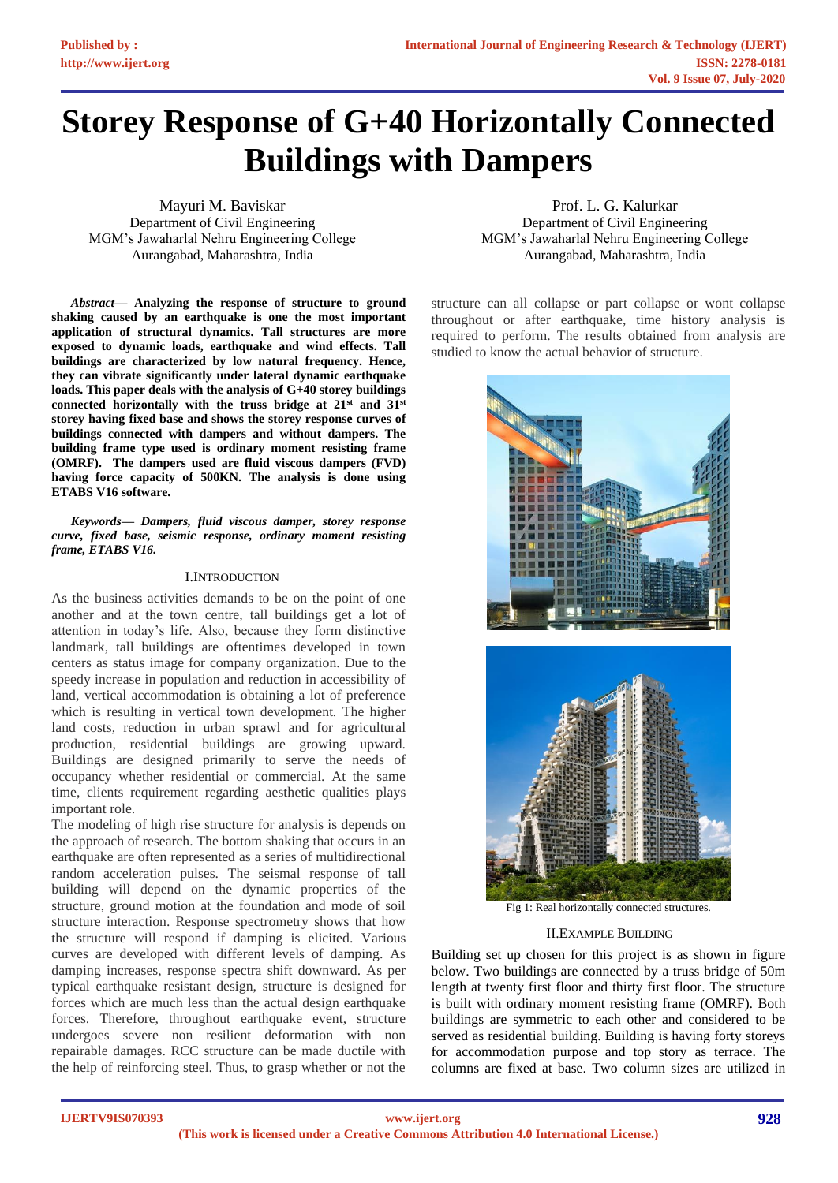# Storey Response of G+40 Horizontally Connected Buildings with Dampers

Mayuri M. Baviskar
Department of Civil Engineering
MGM's Jawaharlal Nehru Engineering College
Aurangabad, Maharashtra, India

Prof. L. G. Kalurkar
Department of Civil Engineering
MGM's Jawaharlal Nehru Engineering College
Aurangabad, Maharashtra, India

***Abstract*— Analyzing the response of structure to ground shaking caused by an earthquake is one the most important application of structural dynamics. Tall structures are more exposed to dynamic loads, earthquake and wind effects. Tall buildings are characterized by low natural frequency. Hence, they can vibrate significantly under lateral dynamic earthquake loads. This paper deals with the analysis of G+40 storey buildings connected horizontally with the truss bridge at 21st and 31st storey having fixed base and shows the storey response curves of buildings connected with dampers and without dampers. The building frame type used is ordinary moment resisting frame (OMRF). The dampers used are fluid viscous dampers (FVD) having force capacity of 500KN. The analysis is done using ETABS V16 software.**

***Keywords*— *Dampers, fluid viscous damper, storey response curve, fixed base, seismic response, ordinary moment resisting frame, ETABS V16.***

## I. Introduction

As the business activities demands to be on the point of one another and at the town centre, tall buildings get a lot of attention in today's life. Also, because they form distinctive landmark, tall buildings are oftentimes developed in town centers as status image for company organization. Due to the speedy increase in population and reduction in accessibility of land, vertical accommodation is obtaining a lot of preference which is resulting in vertical town development. The higher land costs, reduction in urban sprawl and for agricultural production, residential buildings are growing upward. Buildings are designed primarily to serve the needs of occupancy whether residential or commercial. At the same time, clients requirement regarding aesthetic qualities plays important role.

The modeling of high rise structure for analysis is depends on the approach of research. The bottom shaking that occurs in an earthquake are often represented as a series of multidirectional random acceleration pulses. The seismal response of tall building will depend on the dynamic properties of the structure, ground motion at the foundation and mode of soil structure interaction. Response spectrometry shows that how the structure will respond if damping is elicited. Various curves are developed with different levels of damping. As damping increases, response spectra shift downward. As per typical earthquake resistant design, structure is designed for forces which are much less than the actual design earthquake forces. Therefore, throughout earthquake event, structure undergoes severe non resilient deformation with non repairable damages. RCC structure can be made ductile with the help of reinforcing steel. Thus, to grasp whether or not the structure can all collapse or part collapse or wont collapse throughout or after earthquake, time history analysis is required to perform. The results obtained from analysis are studied to know the actual behavior of structure.

Fig 1: Real horizontally connected structures.

## II. Example Building

Building set up chosen for this project is as shown in figure below. Two buildings are connected by a truss bridge of 50m length at twenty first floor and thirty first floor. The structure is built with ordinary moment resisting frame (OMRF). Both buildings are symmetric to each other and considered to be served as residential building. Building is having forty storeys for accommodation purpose and top story as terrace. The columns are fixed at base. Two column sizes are utilized in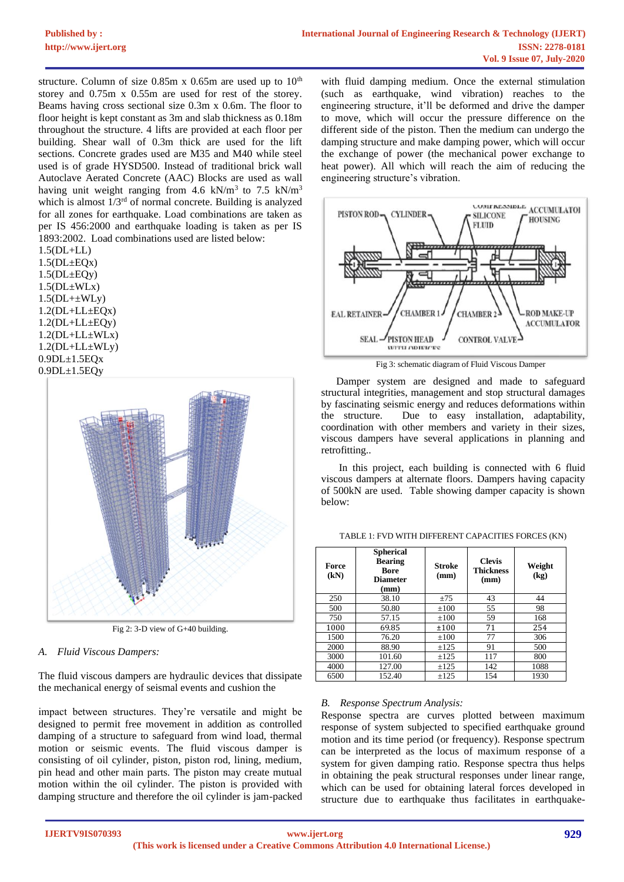structure. Column of size 0.85m x 0.65m are used up to 10th storey and 0.75m x 0.55m are used for rest of the storey. Beams having cross sectional size 0.3m x 0.6m. The floor to floor height is kept constant as 3m and slab thickness as 0.18m throughout the structure. 4 lifts are provided at each floor per building. Shear wall of 0.3m thick are used for the lift sections. Concrete grades used are M35 and M40 while steel used is of grade HYSD500. Instead of traditional brick wall Autoclave Aerated Concrete (AAC) Blocks are used as wall having unit weight ranging from 4.6 kN/m$^3$ to 7.5 kN/m$^3$ which is almost 1/3rd of normal concrete. Building is analyzed for all zones for earthquake. Load combinations are taken as per IS 456:2000 and earthquake loading is taken as per IS 1893:2002. Load combinations used are listed below:

1.5(DL+LL)
1.5(DL±EQx)
1.5(DL±EQy)
1.5(DL±WLx)
1.5(DL+±WLy)
1.2(DL+LL±EQx)
1.2(DL+LL±EQy)
1.2(DL+LL±WLx)
1.2(DL+LL±WLy)
0.9DL±1.5EQx
0.9DL±1.5EQy

Fig 2: 3-D view of G+40 building.

### A. *Fluid Viscous Dampers:*

The fluid viscous dampers are hydraulic devices that dissipate the mechanical energy of seismal events and cushion the impact between structures. They're versatile and might be designed to permit free movement in addition as controlled damping of a structure to safeguard from wind load, thermal motion or seismic events. The fluid viscous damper is consisting of oil cylinder, piston, piston rod, lining, medium, pin head and other main parts. The piston may create mutual motion within the oil cylinder. The piston is provided with damping structure and therefore the oil cylinder is jam-packed with fluid damping medium. Once the external stimulation (such as earthquake, wind vibration) reaches to the engineering structure, it'll be deformed and drive the damper to move, which will occur the pressure difference on the different side of the piston. Then the medium can undergo the damping structure and make damping power, which will occur the exchange of power (the mechanical power exchange to heat power). All which will reach the aim of reducing the engineering structure's vibration.

Fig 3: schematic diagram of Fluid Viscous Damper

Damper system are designed and made to safeguard structural integrities, management and stop structural damages by fascinating seismic energy and reduces deformations within the structure. Due to easy installation, adaptability, coordination with other members and variety in their sizes, viscous dampers have several applications in planning and retrofitting..

In this project, each building is connected with 6 fluid viscous dampers at alternate floors. Dampers having capacity of 500kN are used. Table showing damper capacity is shown below:

TABLE 1: FVD WITH DIFFERENT CAPACITIES FORCES (KN)

| Force (kN) | Spherical Bearing Bore Diameter (mm) | Stroke (mm) | Clevis Thickness (mm) | Weight (kg) |
|---|---|---|---|---|
| 250 | 38.10 | ±75 | 43 | 44 |
| 500 | 50.80 | ±100 | 55 | 98 |
| 750 | 57.15 | ±100 | 59 | 168 |
| 1000 | 69.85 | ±100 | 71 | 254 |
| 1500 | 76.20 | ±100 | 77 | 306 |
| 2000 | 88.90 | ±125 | 91 | 500 |
| 3000 | 101.60 | ±125 | 117 | 800 |
| 4000 | 127.00 | ±125 | 142 | 1088 |
| 6500 | 152.40 | ±125 | 154 | 1930 |

### B. *Response Spectrum Analysis:*

Response spectra are curves plotted between maximum response of system subjected to specified earthquake ground motion and its time period (or frequency). Response spectrum can be interpreted as the locus of maximum response of a system for given damping ratio. Response spectra thus helps in obtaining the peak structural responses under linear range, which can be used for obtaining lateral forces developed in structure due to earthquake thus facilitates in earthquake-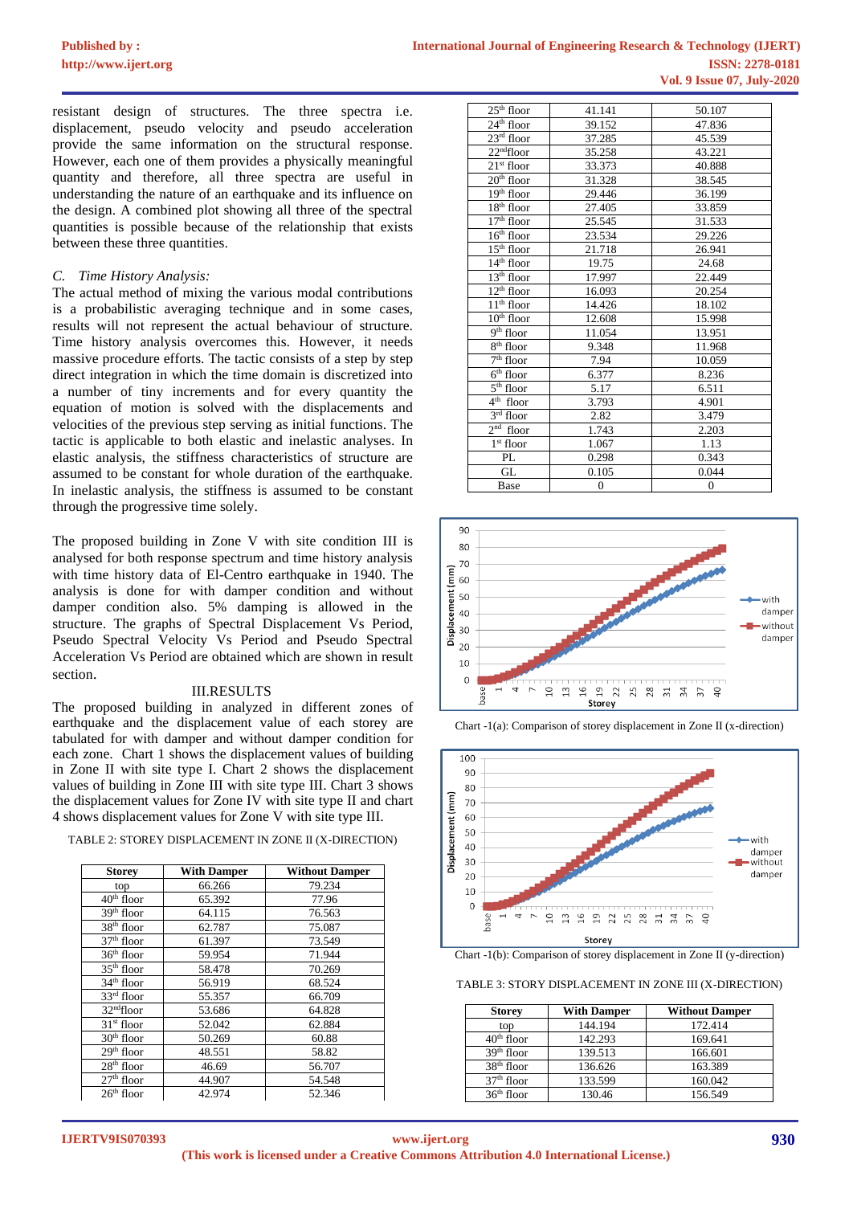resistant design of structures. The three spectra i.e. displacement, pseudo velocity and pseudo acceleration provide the same information on the structural response. However, each one of them provides a physically meaningful quantity and therefore, all three spectra are useful in understanding the nature of an earthquake and its influence on the design. A combined plot showing all three of the spectral quantities is possible because of the relationship that exists between these three quantities.

### *C. Time History Analysis:*

The actual method of mixing the various modal contributions is a probabilistic averaging technique and in some cases, results will not represent the actual behaviour of structure. Time history analysis overcomes this. However, it needs massive procedure efforts. The tactic consists of a step by step direct integration in which the time domain is discretized into a number of tiny increments and for every quantity the equation of motion is solved with the displacements and velocities of the previous step serving as initial functions. The tactic is applicable to both elastic and inelastic analyses. In elastic analysis, the stiffness characteristics of structure are assumed to be constant for whole duration of the earthquake. In inelastic analysis, the stiffness is assumed to be constant through the progressive time solely.

The proposed building in Zone V with site condition III is analysed for both response spectrum and time history analysis with time history data of El-Centro earthquake in 1940. The analysis is done for with damper condition and without damper condition also. 5% damping is allowed in the structure. The graphs of Spectral Displacement Vs Period, Pseudo Spectral Velocity Vs Period and Pseudo Spectral Acceleration Vs Period are obtained which are shown in result section.

## III.RESULTS

The proposed building in analyzed in different zones of earthquake and the displacement value of each storey are tabulated for with damper and without damper condition for each zone. Chart 1 shows the displacement values of building in Zone II with site type I. Chart 2 shows the displacement values of building in Zone III with site type III. Chart 3 shows the displacement values for Zone IV with site type II and chart 4 shows displacement values for Zone V with site type III.

TABLE 2: STOREY DISPLACEMENT IN ZONE II (X-DIRECTION)

| Storey | With Damper | Without Damper |
|---|---|---|
| top | 66.266 | 79.234 |
| 40th floor | 65.392 | 77.96 |
| 39th floor | 64.115 | 76.563 |
| 38th floor | 62.787 | 75.087 |
| 37th floor | 61.397 | 73.549 |
| 36th floor | 59.954 | 71.944 |
| 35th floor | 58.478 | 70.269 |
| 34th floor | 56.919 | 68.524 |
| 33rd floor | 55.357 | 66.709 |
| 32ndfloor | 53.686 | 64.828 |
| 31st floor | 52.042 | 62.884 |
| 30th floor | 50.269 | 60.88 |
| 29th floor | 48.551 | 58.82 |
| 28th floor | 46.69 | 56.707 |
| 27th floor | 44.907 | 54.548 |
| 26th floor | 42.974 | 52.346 |
| 25th floor | 41.141 | 50.107 |
| 24th floor | 39.152 | 47.836 |
| 23rd floor | 37.285 | 45.539 |
| 22ndfloor | 35.258 | 43.221 |
| 21st floor | 33.373 | 40.888 |
| 20th floor | 31.328 | 38.545 |
| 19th floor | 29.446 | 36.199 |
| 18th floor | 27.405 | 33.859 |
| 17th floor | 25.545 | 31.533 |
| 16th floor | 23.534 | 29.226 |
| 15th floor | 21.718 | 26.941 |
| 14th floor | 19.75 | 24.68 |
| 13th floor | 17.997 | 22.449 |
| 12th floor | 16.093 | 20.254 |
| 11th floor | 14.426 | 18.102 |
| 10th floor | 12.608 | 15.998 |
| 9th floor | 11.054 | 13.951 |
| 8th floor | 9.348 | 11.968 |
| 7th floor | 7.94 | 10.059 |
| 6th floor | 6.377 | 8.236 |
| 5th floor | 5.17 | 6.511 |
| 4th floor | 3.793 | 4.901 |
| 3rd floor | 2.82 | 3.479 |
| 2nd floor | 1.743 | 2.203 |
| 1st floor | 1.067 | 1.13 |
| PL | 0.298 | 0.343 |
| GL | 0.105 | 0.044 |
| Base | 0 | 0 |

Chart -1(a): Comparison of storey displacement in Zone II (x-direction)

Chart -1(b): Comparison of storey displacement in Zone II (y-direction)

TABLE 3: STORY DISPLACEMENT IN ZONE III (X-DIRECTION)

| Storey | With Damper | Without Damper |
|---|---|---|
| top | 144.194 | 172.414 |
| 40th floor | 142.293 | 169.641 |
| 39th floor | 139.513 | 166.601 |
| 38th floor | 136.626 | 163.389 |
| 37th floor | 133.599 | 160.042 |
| 36th floor | 130.46 | 156.549 |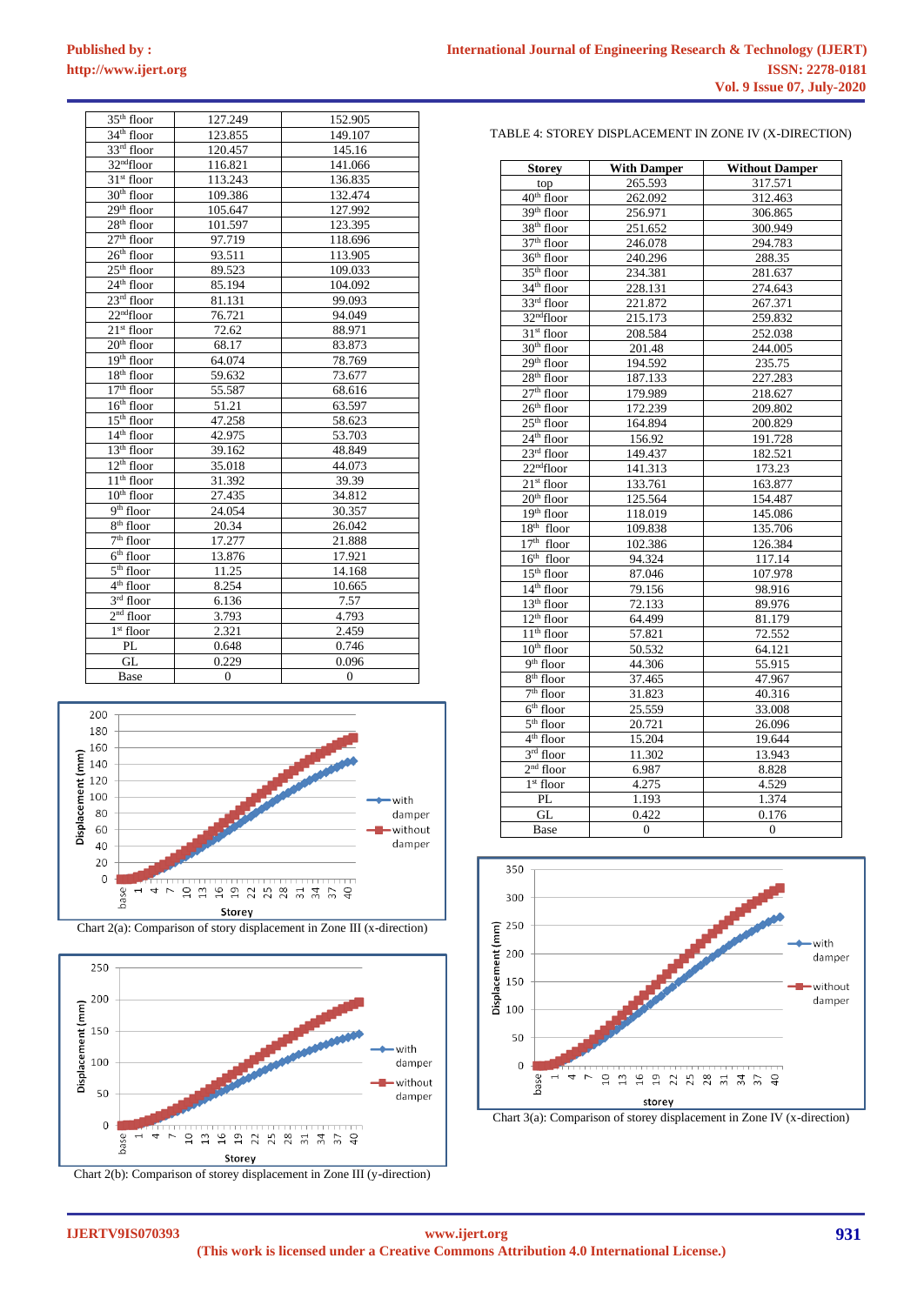| | | |
|---|---|---|
| 35th floor | 127.249 | 152.905 |
| 34th floor | 123.855 | 149.107 |
| 33rd floor | 120.457 | 145.16 |
| 32nd floor | 116.821 | 141.066 |
| 31st floor | 113.243 | 136.835 |
| 30th floor | 109.386 | 132.474 |
| 29th floor | 105.647 | 127.992 |
| 28th floor | 101.597 | 123.395 |
| 27th floor | 97.719 | 118.696 |
| 26th floor | 93.511 | 113.905 |
| 25th floor | 89.523 | 109.033 |
| 24th floor | 85.194 | 104.092 |
| 23rd floor | 81.131 | 99.093 |
| 22nd floor | 76.721 | 94.049 |
| 21st floor | 72.62 | 88.971 |
| 20th floor | 68.17 | 83.873 |
| 19th floor | 64.074 | 78.769 |
| 18th floor | 59.632 | 73.677 |
| 17th floor | 55.587 | 68.616 |
| 16th floor | 51.21 | 63.597 |
| 15th floor | 47.258 | 58.623 |
| 14th floor | 42.975 | 53.703 |
| 13th floor | 39.162 | 48.849 |
| 12th floor | 35.018 | 44.073 |
| 11th floor | 31.392 | 39.39 |
| 10th floor | 27.435 | 34.812 |
| 9th floor | 24.054 | 30.357 |
| 8th floor | 20.34 | 26.042 |
| 7th floor | 17.277 | 21.888 |
| 6th floor | 13.876 | 17.921 |
| 5th floor | 11.25 | 14.168 |
| 4th floor | 8.254 | 10.665 |
| 3rd floor | 6.136 | 7.57 |
| 2nd floor | 3.793 | 4.793 |
| 1st floor | 2.321 | 2.459 |
| PL | 0.648 | 0.746 |
| GL | 0.229 | 0.096 |
| Base | 0 | 0 |

Chart 2(a): Comparison of story displacement in Zone III (x-direction)

Chart 2(b): Comparison of storey displacement in Zone III (y-direction)

TABLE 4: STOREY DISPLACEMENT IN ZONE IV (X-DIRECTION)

| Storey | With Damper | Without Damper |
|---|---|---|
| top | 265.593 | 317.571 |
| 40th floor | 262.092 | 312.463 |
| 39th floor | 256.971 | 306.865 |
| 38th floor | 251.652 | 300.949 |
| 37th floor | 246.078 | 294.783 |
| 36th floor | 240.296 | 288.35 |
| 35th floor | 234.381 | 281.637 |
| 34th floor | 228.131 | 274.643 |
| 33rd floor | 221.872 | 267.371 |
| 32nd floor | 215.173 | 259.832 |
| 31st floor | 208.584 | 252.038 |
| 30th floor | 201.48 | 244.005 |
| 29th floor | 194.592 | 235.75 |
| 28th floor | 187.133 | 227.283 |
| 27th floor | 179.989 | 218.627 |
| 26th floor | 172.239 | 209.802 |
| 25th floor | 164.894 | 200.829 |
| 24th floor | 156.92 | 191.728 |
| 23rd floor | 149.437 | 182.521 |
| 22nd floor | 141.313 | 173.23 |
| 21st floor | 133.761 | 163.877 |
| 20th floor | 125.564 | 154.487 |
| 19th floor | 118.019 | 145.086 |
| 18th floor | 109.838 | 135.706 |
| 17th floor | 102.386 | 126.384 |
| 16th floor | 94.324 | 117.14 |
| 15th floor | 87.046 | 107.978 |
| 14th floor | 79.156 | 98.916 |
| 13th floor | 72.133 | 89.976 |
| 12th floor | 64.499 | 81.179 |
| 11th floor | 57.821 | 72.552 |
| 10th floor | 50.532 | 64.121 |
| 9th floor | 44.306 | 55.915 |
| 8th floor | 37.465 | 47.967 |
| 7th floor | 31.823 | 40.316 |
| 6th floor | 25.559 | 33.008 |
| 5th floor | 20.721 | 26.096 |
| 4th floor | 15.204 | 19.644 |
| 3rd floor | 11.302 | 13.943 |
| 2nd floor | 6.987 | 8.828 |
| 1st floor | 4.275 | 4.529 |
| PL | 1.193 | 1.374 |
| GL | 0.422 | 0.176 |
| Base | 0 | 0 |

Chart 3(a): Comparison of storey displacement in Zone IV (x-direction)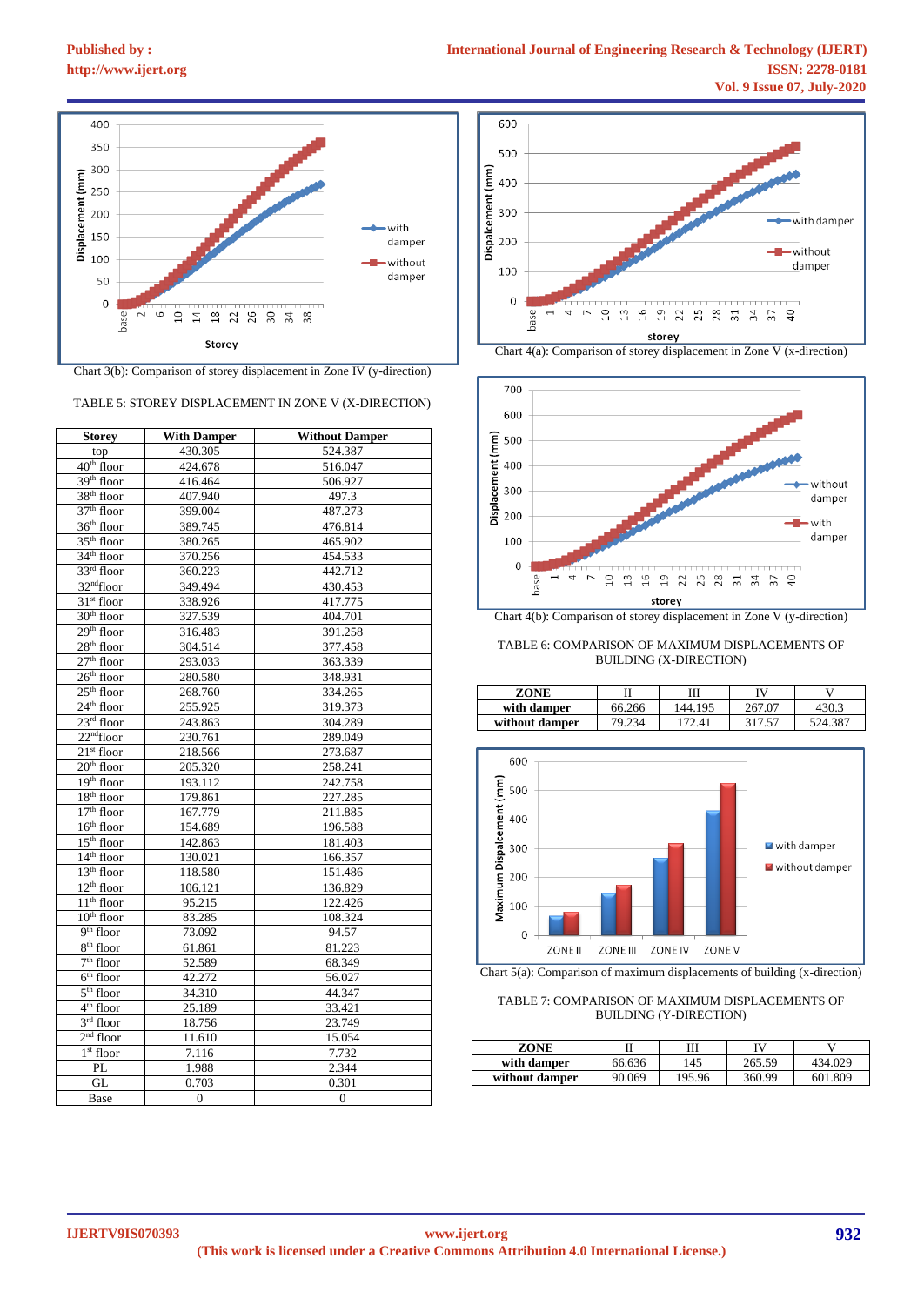Chart 3(b): Comparison of storey displacement in Zone IV (y-direction)

TABLE 5: STOREY DISPLACEMENT IN ZONE V (X-DIRECTION)

| Storey | With Damper | Without Damper |
|---|---|---|
| top | 430.305 | 524.387 |
| 40th floor | 424.678 | 516.047 |
| 39th floor | 416.464 | 506.927 |
| 38th floor | 407.940 | 497.3 |
| 37th floor | 399.004 | 487.273 |
| 36th floor | 389.745 | 476.814 |
| 35th floor | 380.265 | 465.902 |
| 34th floor | 370.256 | 454.533 |
| 33rd floor | 360.223 | 442.712 |
| 32nd floor | 349.494 | 430.453 |
| 31st floor | 338.926 | 417.775 |
| 30th floor | 327.539 | 404.701 |
| 29th floor | 316.483 | 391.258 |
| 28th floor | 304.514 | 377.458 |
| 27th floor | 293.033 | 363.339 |
| 26th floor | 280.580 | 348.931 |
| 25th floor | 268.760 | 334.265 |
| 24th floor | 255.925 | 319.373 |
| 23rd floor | 243.863 | 304.289 |
| 22nd floor | 230.761 | 289.049 |
| 21st floor | 218.566 | 273.687 |
| 20th floor | 205.320 | 258.241 |
| 19th floor | 193.112 | 242.758 |
| 18th floor | 179.861 | 227.285 |
| 17th floor | 167.779 | 211.885 |
| 16th floor | 154.689 | 196.588 |
| 15th floor | 142.863 | 181.403 |
| 14th floor | 130.021 | 166.357 |
| 13th floor | 118.580 | 151.486 |
| 12th floor | 106.121 | 136.829 |
| 11th floor | 95.215 | 122.426 |
| 10th floor | 83.285 | 108.324 |
| 9th floor | 73.092 | 94.57 |
| 8th floor | 61.861 | 81.223 |
| 7th floor | 52.589 | 68.349 |
| 6th floor | 42.272 | 56.027 |
| 5th floor | 34.310 | 44.347 |
| 4th floor | 25.189 | 33.421 |
| 3rd floor | 18.756 | 23.749 |
| 2nd floor | 11.610 | 15.054 |
| 1st floor | 7.116 | 7.732 |
| PL | 1.988 | 2.344 |
| GL | 0.703 | 0.301 |
| Base | 0 | 0 |

Chart 4(a): Comparison of storey displacement in Zone V (x-direction)

Chart 4(b): Comparison of storey displacement in Zone V (y-direction)

TABLE 6: COMPARISON OF MAXIMUM DISPLACEMENTS OF BUILDING (X-DIRECTION)

| ZONE | II | III | IV | V |
|---|---|---|---|---|
| with damper | 66.266 | 144.195 | 267.07 | 430.3 |
| without damper | 79.234 | 172.41 | 317.57 | 524.387 |

Chart 5(a): Comparison of maximum displacements of building (x-direction)

TABLE 7: COMPARISON OF MAXIMUM DISPLACEMENTS OF BUILDING (Y-DIRECTION)

| ZONE | II | III | IV | V |
|---|---|---|---|---|
| with damper | 66.636 | 145 | 265.59 | 434.029 |
| without damper | 90.069 | 195.96 | 360.99 | 601.809 |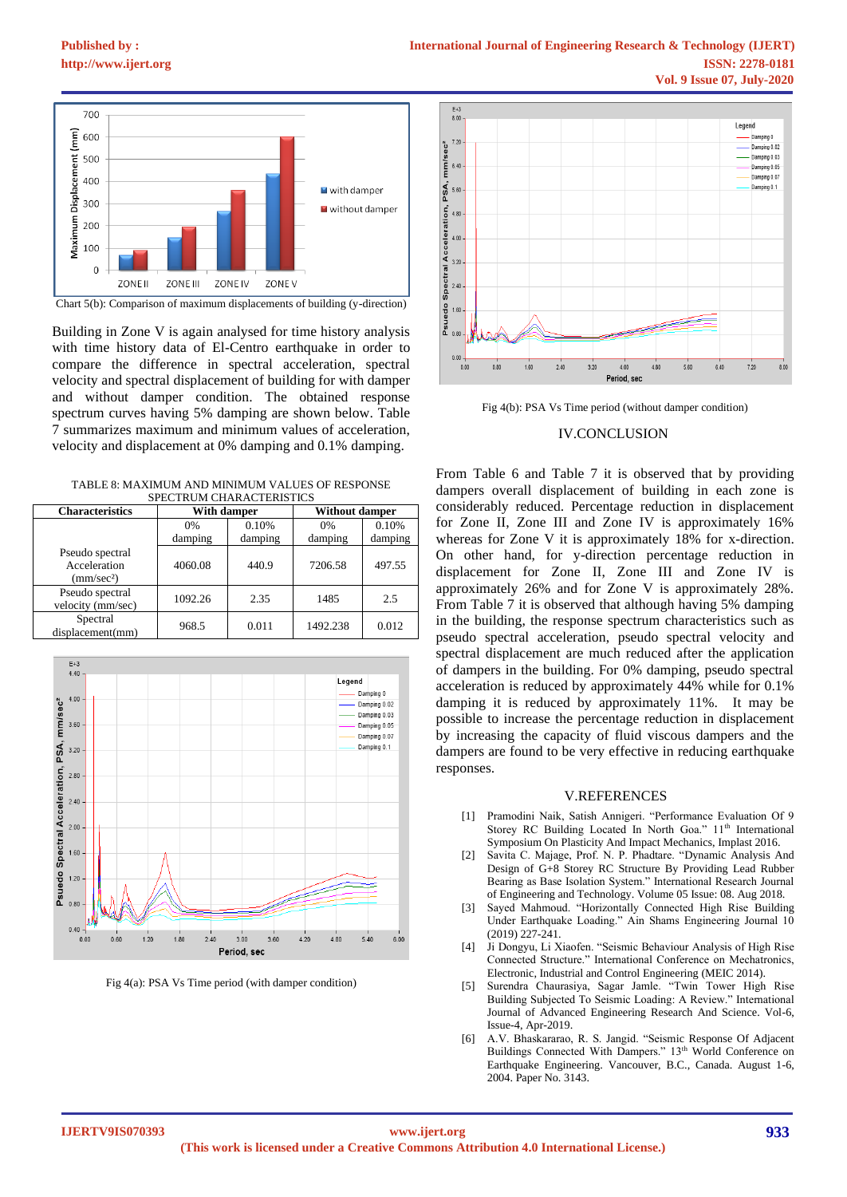Chart 5(b): Comparison of maximum displacements of building (y-direction)

Building in Zone V is again analysed for time history analysis with time history data of El-Centro earthquake in order to compare the difference in spectral acceleration, spectral velocity and spectral displacement of building for with damper and without damper condition. The obtained response spectrum curves having 5% damping are shown below. Table 7 summarizes maximum and minimum values of acceleration, velocity and displacement at 0% damping and 0.1% damping.

TABLE 8: MAXIMUM AND MINIMUM VALUES OF RESPONSE SPECTRUM CHARACTERISTICS

| Characteristics | With damper | | Without damper | |
|---|---|---|---|---|
| | 0% damping | 0.10% damping | 0% damping | 0.10% damping |
| Pseudo spectral Acceleration (mm/sec²) | 4060.08 | 440.9 | 7206.58 | 497.55 |
| Pseudo spectral velocity (mm/sec) | 1092.26 | 2.35 | 1485 | 2.5 |
| Spectral displacement(mm) | 968.5 | 0.011 | 1492.238 | 0.012 |

Fig 4(a): PSA Vs Time period (with damper condition)

Fig 4(b): PSA Vs Time period (without damper condition)

## IV.CONCLUSION

From Table 6 and Table 7 it is observed that by providing dampers overall displacement of building in each zone is considerably reduced. Percentage reduction in displacement for Zone II, Zone III and Zone IV is approximately 16% whereas for Zone V it is approximately 18% for x-direction. On other hand, for y-direction percentage reduction in displacement for Zone II, Zone III and Zone IV is approximately 26% and for Zone V is approximately 28%. From Table 7 it is observed that although having 5% damping in the building, the response spectrum characteristics such as pseudo spectral acceleration, pseudo spectral velocity and spectral displacement are much reduced after the application of dampers in the building. For 0% damping, pseudo spectral acceleration is reduced by approximately 44% while for 0.1% damping it is reduced by approximately 11%. It may be possible to increase the percentage reduction in displacement by increasing the capacity of fluid viscous dampers and the dampers are found to be very effective in reducing earthquake responses.

## V.REFERENCES

[1] Pramodini Naik, Satish Annigeri. "Performance Evaluation Of 9 Storey RC Building Located In North Goa." 11th International Symposium On Plasticity And Impact Mechanics, Implast 2016.

[2] Savita C. Majage, Prof. N. P. Phadtare. "Dynamic Analysis And Design of G+8 Storey RC Structure By Providing Lead Rubber Bearing as Base Isolation System." International Research Journal of Engineering and Technology. Volume 05 Issue: 08. Aug 2018.

[3] Sayed Mahmoud. "Horizontally Connected High Rise Building Under Earthquake Loading." Ain Shams Engineering Journal 10 (2019) 227-241.

[4] Ji Dongyu, Li Xiaofen. "Seismic Behaviour Analysis of High Rise Connected Structure." International Conference on Mechatronics, Electronic, Industrial and Control Engineering (MEIC 2014).

[5] Surendra Chaurasiya, Sagar Jamle. "Twin Tower High Rise Building Subjected To Seismic Loading: A Review." International Journal of Advanced Engineering Research And Science. Vol-6, Issue-4, Apr-2019.

[6] A.V. Bhaskararao, R. S. Jangid. "Seismic Response Of Adjacent Buildings Connected With Dampers." 13th World Conference on Earthquake Engineering. Vancouver, B.C., Canada. August 1-6, 2004. Paper No. 3143.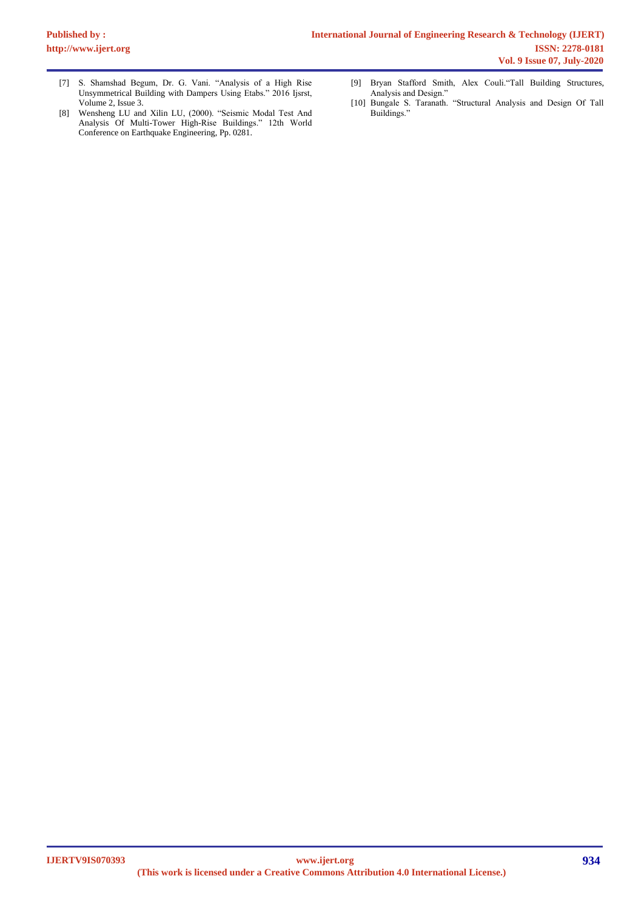[7] S. Shamshad Begum, Dr. G. Vani. "Analysis of a High Rise Unsymmetrical Building with Dampers Using Etabs." 2016 Ijsrst, Volume 2, Issue 3.

[8] Wensheng LU and Xilin LU, (2000). "Seismic Modal Test And Analysis Of Multi-Tower High-Rise Buildings." 12th World Conference on Earthquake Engineering, Pp. 0281.

[9] Bryan Stafford Smith, Alex Couli."Tall Building Structures, Analysis and Design."

[10] Bungale S. Taranath. "Structural Analysis and Design Of Tall Buildings."